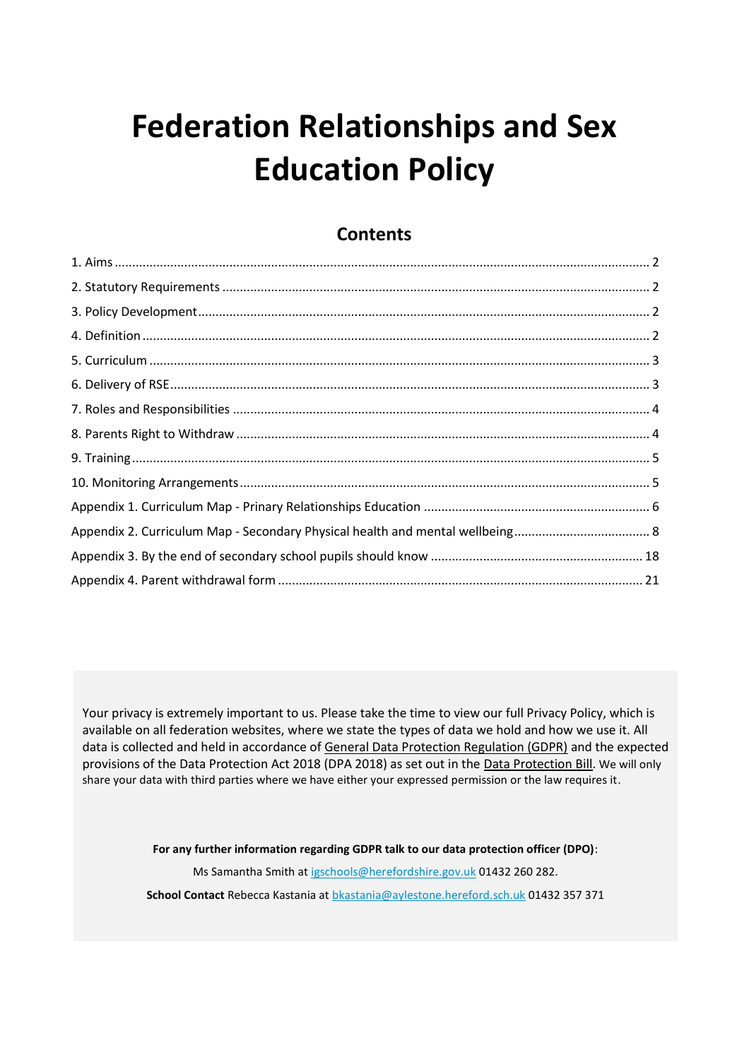# Federation Relationships and Sex Education Policy

## Contents

1. Aims ..... 2
2. Statutory Requirements ..... 2
3. Policy Development ..... 2
4. Definition ..... 2
5. Curriculum ..... 3
6. Delivery of RSE ..... 3
7. Roles and Responsibilities ..... 4
8. Parents Right to Withdraw ..... 4
9. Training ..... 5
10. Monitoring Arrangements ..... 5

Appendix 1. Curriculum Map - Primary Relationships Education ..... 6
Appendix 2. Curriculum Map - Secondary Physical health and mental wellbeing ..... 8
Appendix 3. By the end of secondary school pupils should know ..... 18
Appendix 4. Parent withdrawal form ..... 21

Your privacy is extremely important to us. Please take the time to view our full Privacy Policy, which is available on all federation websites, where we state the types of data we hold and how we use it. All data is collected and held in accordance of General Data Protection Regulation (GDPR) and the expected provisions of the Data Protection Act 2018 (DPA 2018) as set out in the Data Protection Bill. We will only share your data with third parties where we have either your expressed permission or the law requires it.

**For any further information regarding GDPR talk to our data protection officer (DPO)**:

Ms Samantha Smith at igschools@herefordshire.gov.uk 01432 260 282.

**School Contact** Rebecca Kastania at bkastania@aylestone.hereford.sch.uk 01432 357 371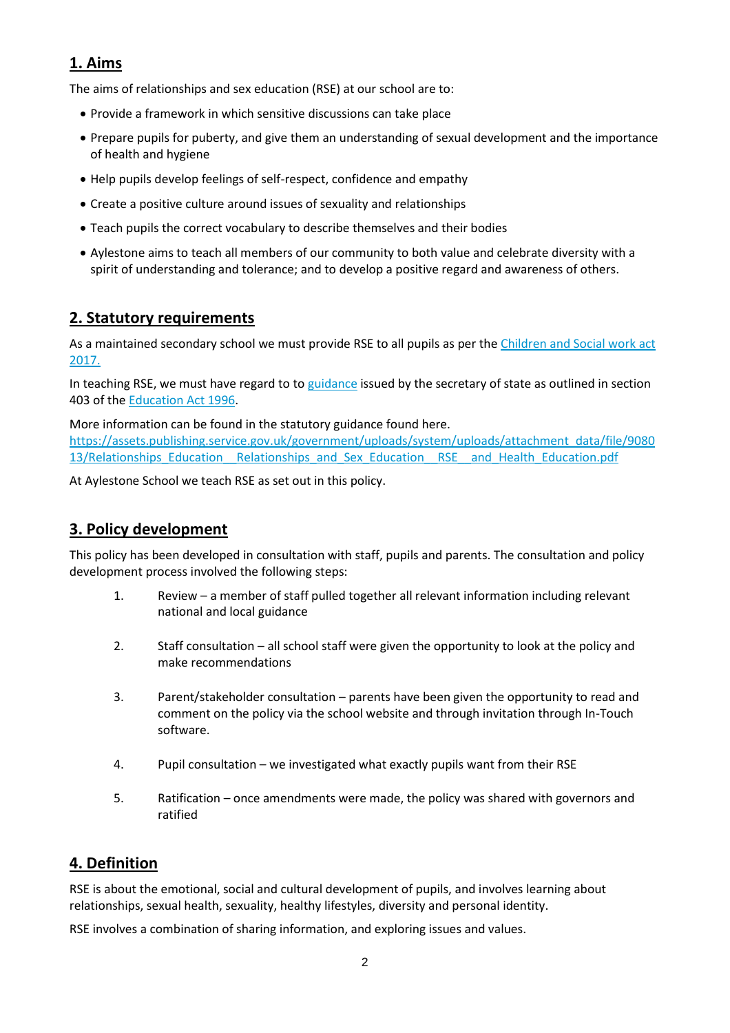## 1. Aims

The aims of relationships and sex education (RSE) at our school are to:

- Provide a framework in which sensitive discussions can take place
- Prepare pupils for puberty, and give them an understanding of sexual development and the importance of health and hygiene
- Help pupils develop feelings of self-respect, confidence and empathy
- Create a positive culture around issues of sexuality and relationships
- Teach pupils the correct vocabulary to describe themselves and their bodies
- Aylestone aims to teach all members of our community to both value and celebrate diversity with a spirit of understanding and tolerance; and to develop a positive regard and awareness of others.

## 2. Statutory requirements

As a maintained secondary school we must provide RSE to all pupils as per the Children and Social work act 2017.

In teaching RSE, we must have regard to to guidance issued by the secretary of state as outlined in section 403 of the Education Act 1996.

More information can be found in the statutory guidance found here.
https://assets.publishing.service.gov.uk/government/uploads/system/uploads/attachment_data/file/908013/Relationships_Education__Relationships_and_Sex_Education__RSE__and_Health_Education.pdf

At Aylestone School we teach RSE as set out in this policy.

## 3. Policy development

This policy has been developed in consultation with staff, pupils and parents. The consultation and policy development process involved the following steps:

1. Review – a member of staff pulled together all relevant information including relevant national and local guidance
2. Staff consultation – all school staff were given the opportunity to look at the policy and make recommendations
3. Parent/stakeholder consultation – parents have been given the opportunity to read and comment on the policy via the school website and through invitation through In-Touch software.
4. Pupil consultation – we investigated what exactly pupils want from their RSE
5. Ratification – once amendments were made, the policy was shared with governors and ratified

## 4. Definition

RSE is about the emotional, social and cultural development of pupils, and involves learning about relationships, sexual health, sexuality, healthy lifestyles, diversity and personal identity.

RSE involves a combination of sharing information, and exploring issues and values.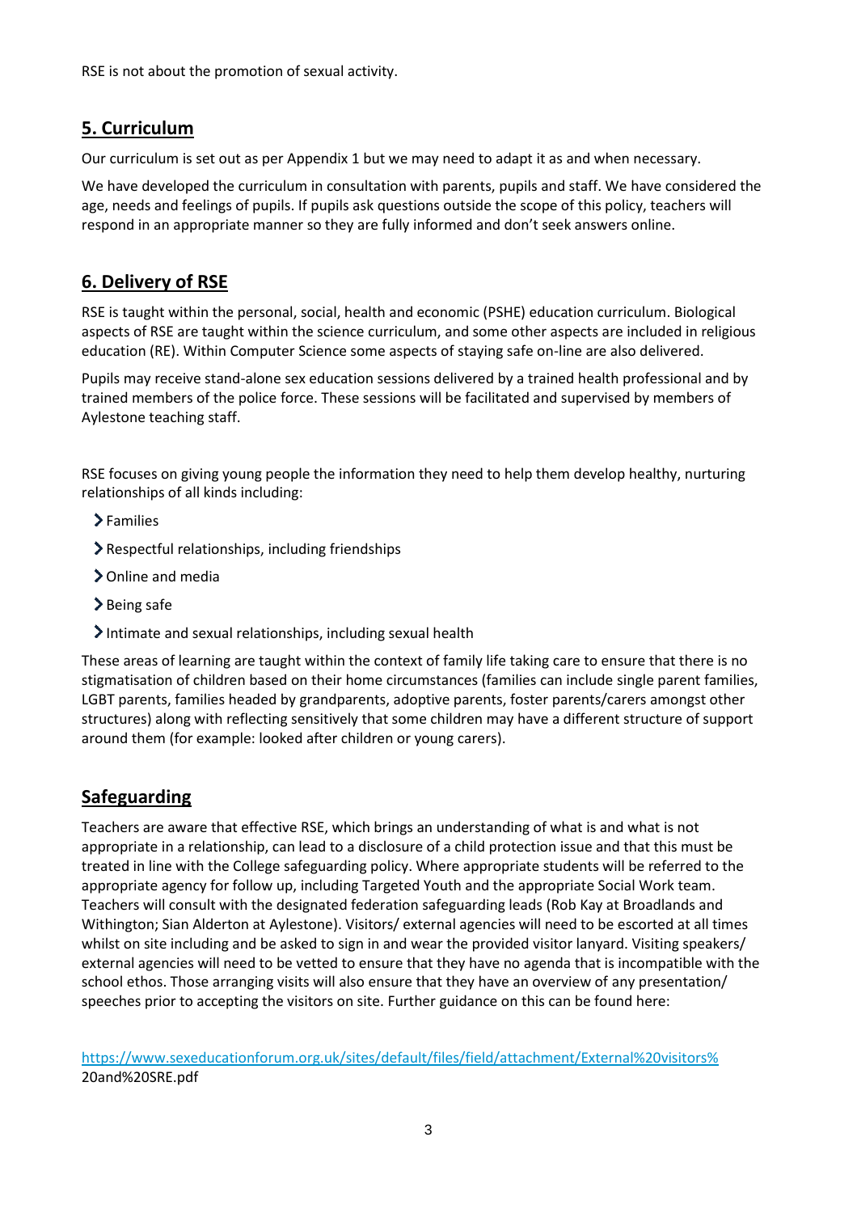RSE is not about the promotion of sexual activity.

## 5. Curriculum

Our curriculum is set out as per Appendix 1 but we may need to adapt it as and when necessary.

We have developed the curriculum in consultation with parents, pupils and staff. We have considered the age, needs and feelings of pupils. If pupils ask questions outside the scope of this policy, teachers will respond in an appropriate manner so they are fully informed and don't seek answers online.

## 6. Delivery of RSE

RSE is taught within the personal, social, health and economic (PSHE) education curriculum. Biological aspects of RSE are taught within the science curriculum, and some other aspects are included in religious education (RE). Within Computer Science some aspects of staying safe on-line are also delivered.

Pupils may receive stand-alone sex education sessions delivered by a trained health professional and by trained members of the police force. These sessions will be facilitated and supervised by members of Aylestone teaching staff.

RSE focuses on giving young people the information they need to help them develop healthy, nurturing relationships of all kinds including:

- Families
- Respectful relationships, including friendships
- Online and media
- Being safe
- Intimate and sexual relationships, including sexual health

These areas of learning are taught within the context of family life taking care to ensure that there is no stigmatisation of children based on their home circumstances (families can include single parent families, LGBT parents, families headed by grandparents, adoptive parents, foster parents/carers amongst other structures) along with reflecting sensitively that some children may have a different structure of support around them (for example: looked after children or young carers).

## Safeguarding

Teachers are aware that effective RSE, which brings an understanding of what is and what is not appropriate in a relationship, can lead to a disclosure of a child protection issue and that this must be treated in line with the College safeguarding policy. Where appropriate students will be referred to the appropriate agency for follow up, including Targeted Youth and the appropriate Social Work team. Teachers will consult with the designated federation safeguarding leads (Rob Kay at Broadlands and Withington; Sian Alderton at Aylestone). Visitors/ external agencies will need to be escorted at all times whilst on site including and be asked to sign in and wear the provided visitor lanyard. Visiting speakers/ external agencies will need to be vetted to ensure that they have no agenda that is incompatible with the school ethos. Those arranging visits will also ensure that they have an overview of any presentation/ speeches prior to accepting the visitors on site. Further guidance on this can be found here:

https://www.sexeducationforum.org.uk/sites/default/files/field/attachment/External%20visitors%20and%20SRE.pdf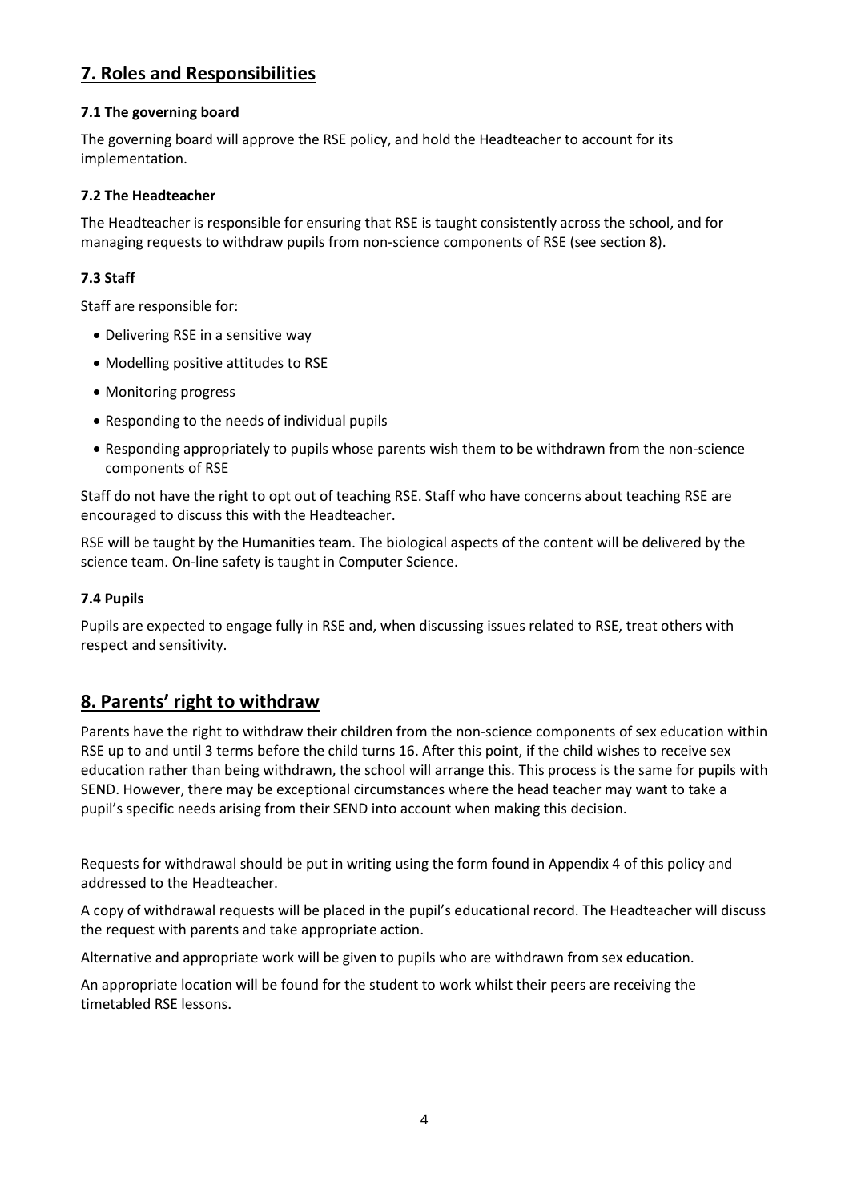## 7. Roles and Responsibilities

### 7.1 The governing board

The governing board will approve the RSE policy, and hold the Headteacher to account for its implementation.

### 7.2 The Headteacher

The Headteacher is responsible for ensuring that RSE is taught consistently across the school, and for managing requests to withdraw pupils from non-science components of RSE (see section 8).

### 7.3 Staff

Staff are responsible for:

- Delivering RSE in a sensitive way
- Modelling positive attitudes to RSE
- Monitoring progress
- Responding to the needs of individual pupils
- Responding appropriately to pupils whose parents wish them to be withdrawn from the non-science components of RSE

Staff do not have the right to opt out of teaching RSE. Staff who have concerns about teaching RSE are encouraged to discuss this with the Headteacher.

RSE will be taught by the Humanities team. The biological aspects of the content will be delivered by the science team. On-line safety is taught in Computer Science.

### 7.4 Pupils

Pupils are expected to engage fully in RSE and, when discussing issues related to RSE, treat others with respect and sensitivity.

## 8. Parents' right to withdraw

Parents have the right to withdraw their children from the non-science components of sex education within RSE up to and until 3 terms before the child turns 16. After this point, if the child wishes to receive sex education rather than being withdrawn, the school will arrange this. This process is the same for pupils with SEND. However, there may be exceptional circumstances where the head teacher may want to take a pupil's specific needs arising from their SEND into account when making this decision.

Requests for withdrawal should be put in writing using the form found in Appendix 4 of this policy and addressed to the Headteacher.

A copy of withdrawal requests will be placed in the pupil's educational record. The Headteacher will discuss the request with parents and take appropriate action.

Alternative and appropriate work will be given to pupils who are withdrawn from sex education.

An appropriate location will be found for the student to work whilst their peers are receiving the timetabled RSE lessons.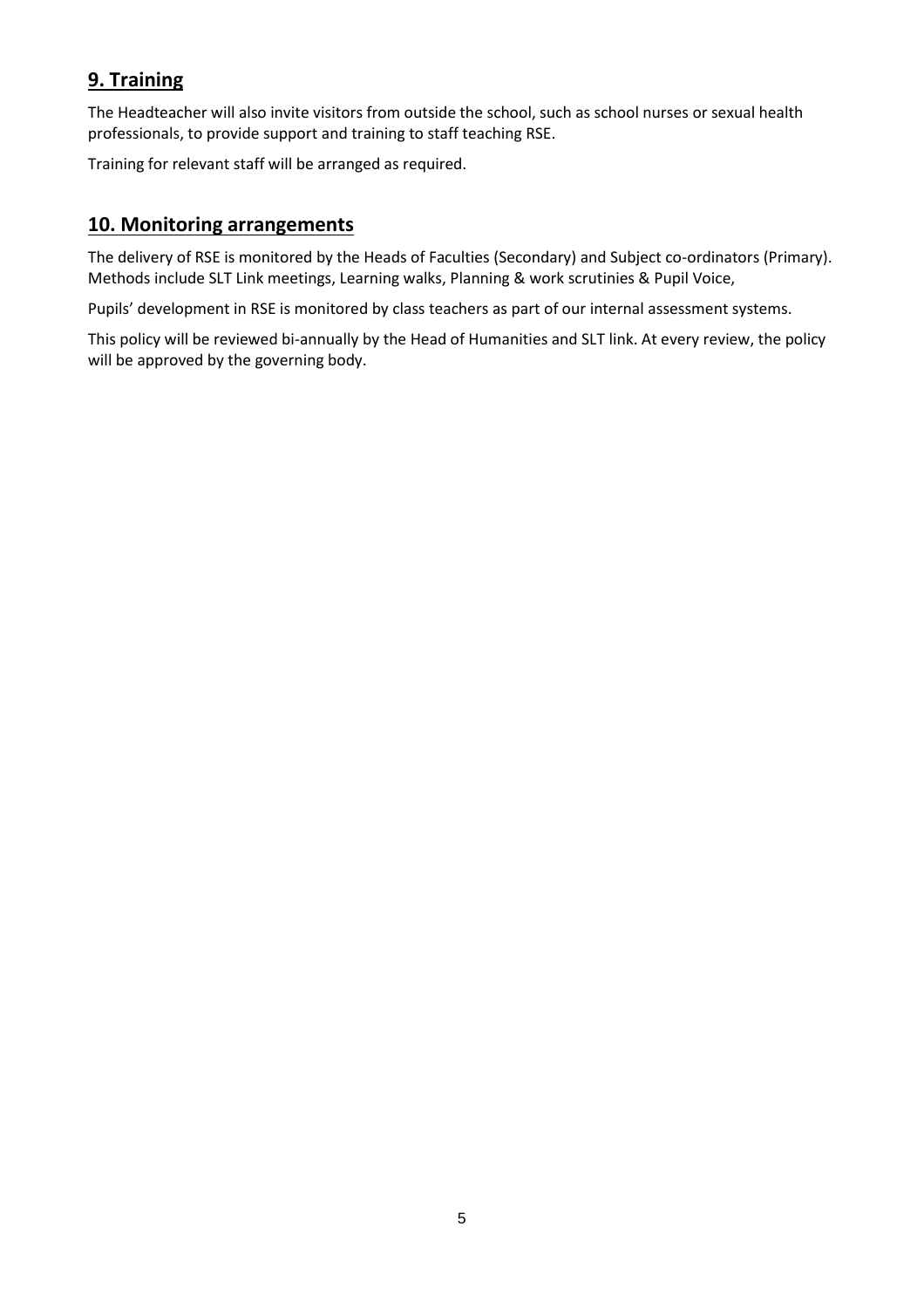## 9. Training

The Headteacher will also invite visitors from outside the school, such as school nurses or sexual health professionals, to provide support and training to staff teaching RSE.

Training for relevant staff will be arranged as required.

## 10. Monitoring arrangements

The delivery of RSE is monitored by the Heads of Faculties (Secondary) and Subject co-ordinators (Primary). Methods include SLT Link meetings, Learning walks, Planning & work scrutinies & Pupil Voice,

Pupils' development in RSE is monitored by class teachers as part of our internal assessment systems.

This policy will be reviewed bi-annually by the Head of Humanities and SLT link. At every review, the policy will be approved by the governing body.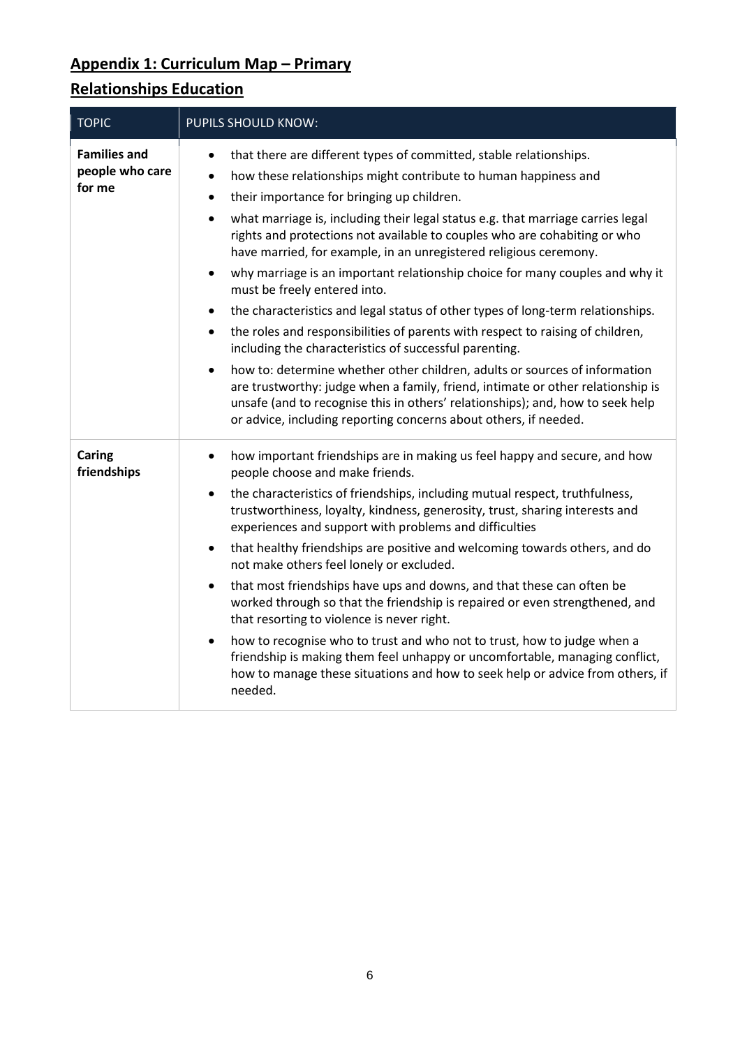## **Appendix 1: Curriculum Map – Primary**

## **Relationships Education**

| TOPIC | PUPILS SHOULD KNOW: |
|---|---|
| **Families and people who care for me** | • that there are different types of committed, stable relationships.<br>• how these relationships might contribute to human happiness and<br>• their importance for bringing up children.<br>• what marriage is, including their legal status e.g. that marriage carries legal rights and protections not available to couples who are cohabiting or who have married, for example, in an unregistered religious ceremony.<br>• why marriage is an important relationship choice for many couples and why it must be freely entered into.<br>• the characteristics and legal status of other types of long-term relationships.<br>• the roles and responsibilities of parents with respect to raising of children, including the characteristics of successful parenting.<br>• how to: determine whether other children, adults or sources of information are trustworthy: judge when a family, friend, intimate or other relationship is unsafe (and to recognise this in others' relationships); and, how to seek help or advice, including reporting concerns about others, if needed. |
| **Caring friendships** | • how important friendships are in making us feel happy and secure, and how people choose and make friends.<br>• the characteristics of friendships, including mutual respect, truthfulness, trustworthiness, loyalty, kindness, generosity, trust, sharing interests and experiences and support with problems and difficulties<br>• that healthy friendships are positive and welcoming towards others, and do not make others feel lonely or excluded.<br>• that most friendships have ups and downs, and that these can often be worked through so that the friendship is repaired or even strengthened, and that resorting to violence is never right.<br>• how to recognise who to trust and who not to trust, how to judge when a friendship is making them feel unhappy or uncomfortable, managing conflict, how to manage these situations and how to seek help or advice from others, if needed. |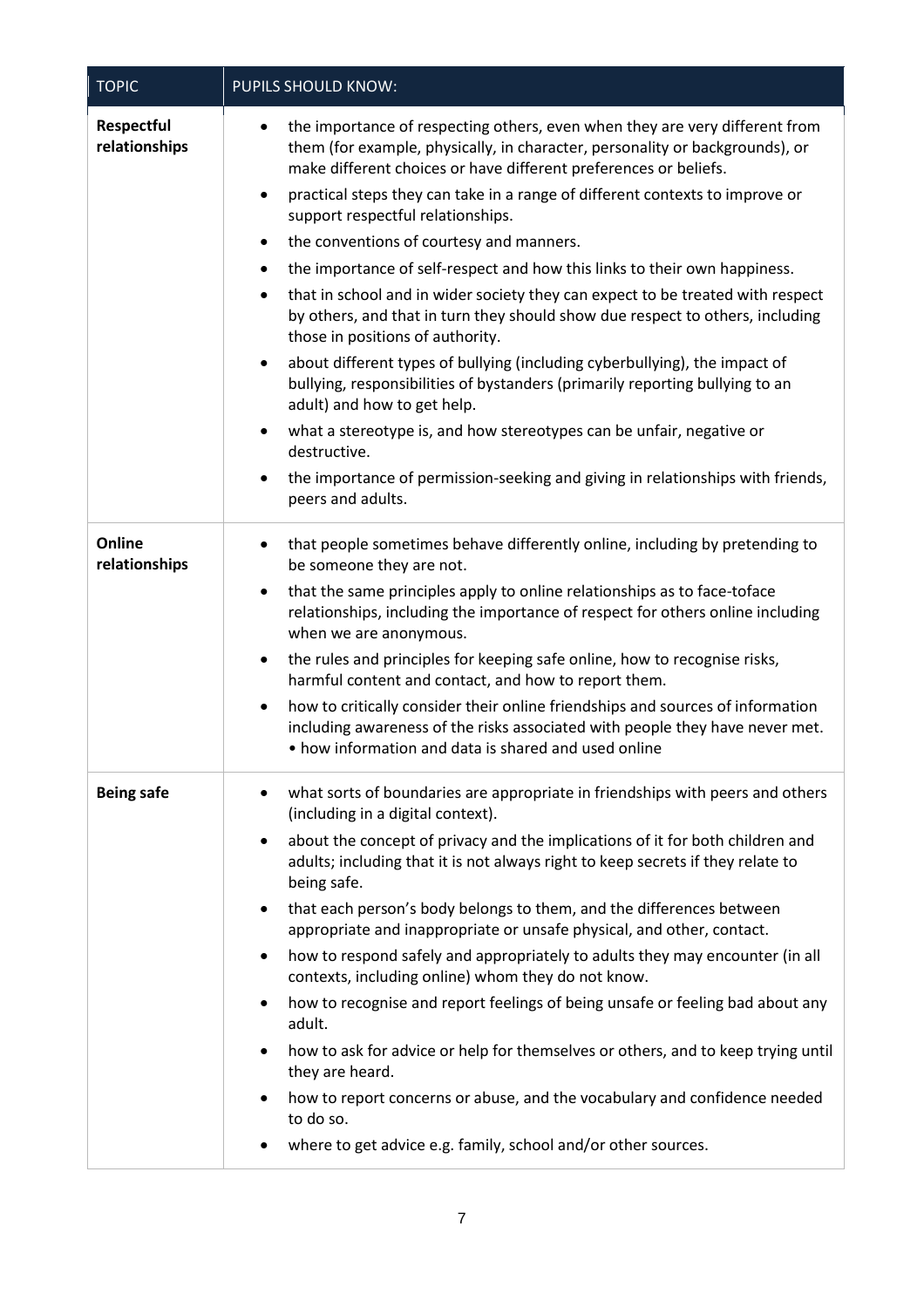| TOPIC | PUPILS SHOULD KNOW: |
| --- | --- |
| **Respectful relationships** | • the importance of respecting others, even when they are very different from them (for example, physically, in character, personality or backgrounds), or make different choices or have different preferences or beliefs.<br>• practical steps they can take in a range of different contexts to improve or support respectful relationships.<br>• the conventions of courtesy and manners.<br>• the importance of self-respect and how this links to their own happiness.<br>• that in school and in wider society they can expect to be treated with respect by others, and that in turn they should show due respect to others, including those in positions of authority.<br>• about different types of bullying (including cyberbullying), the impact of bullying, responsibilities of bystanders (primarily reporting bullying to an adult) and how to get help.<br>• what a stereotype is, and how stereotypes can be unfair, negative or destructive.<br>• the importance of permission-seeking and giving in relationships with friends, peers and adults. |
| **Online relationships** | • that people sometimes behave differently online, including by pretending to be someone they are not.<br>• that the same principles apply to online relationships as to face-toface relationships, including the importance of respect for others online including when we are anonymous.<br>• the rules and principles for keeping safe online, how to recognise risks, harmful content and contact, and how to report them.<br>• how to critically consider their online friendships and sources of information including awareness of the risks associated with people they have never met. • how information and data is shared and used online |
| **Being safe** | • what sorts of boundaries are appropriate in friendships with peers and others (including in a digital context).<br>• about the concept of privacy and the implications of it for both children and adults; including that it is not always right to keep secrets if they relate to being safe.<br>• that each person's body belongs to them, and the differences between appropriate and inappropriate or unsafe physical, and other, contact.<br>• how to respond safely and appropriately to adults they may encounter (in all contexts, including online) whom they do not know.<br>• how to recognise and report feelings of being unsafe or feeling bad about any adult.<br>• how to ask for advice or help for themselves or others, and to keep trying until they are heard.<br>• how to report concerns or abuse, and the vocabulary and confidence needed to do so.<br>• where to get advice e.g. family, school and/or other sources. |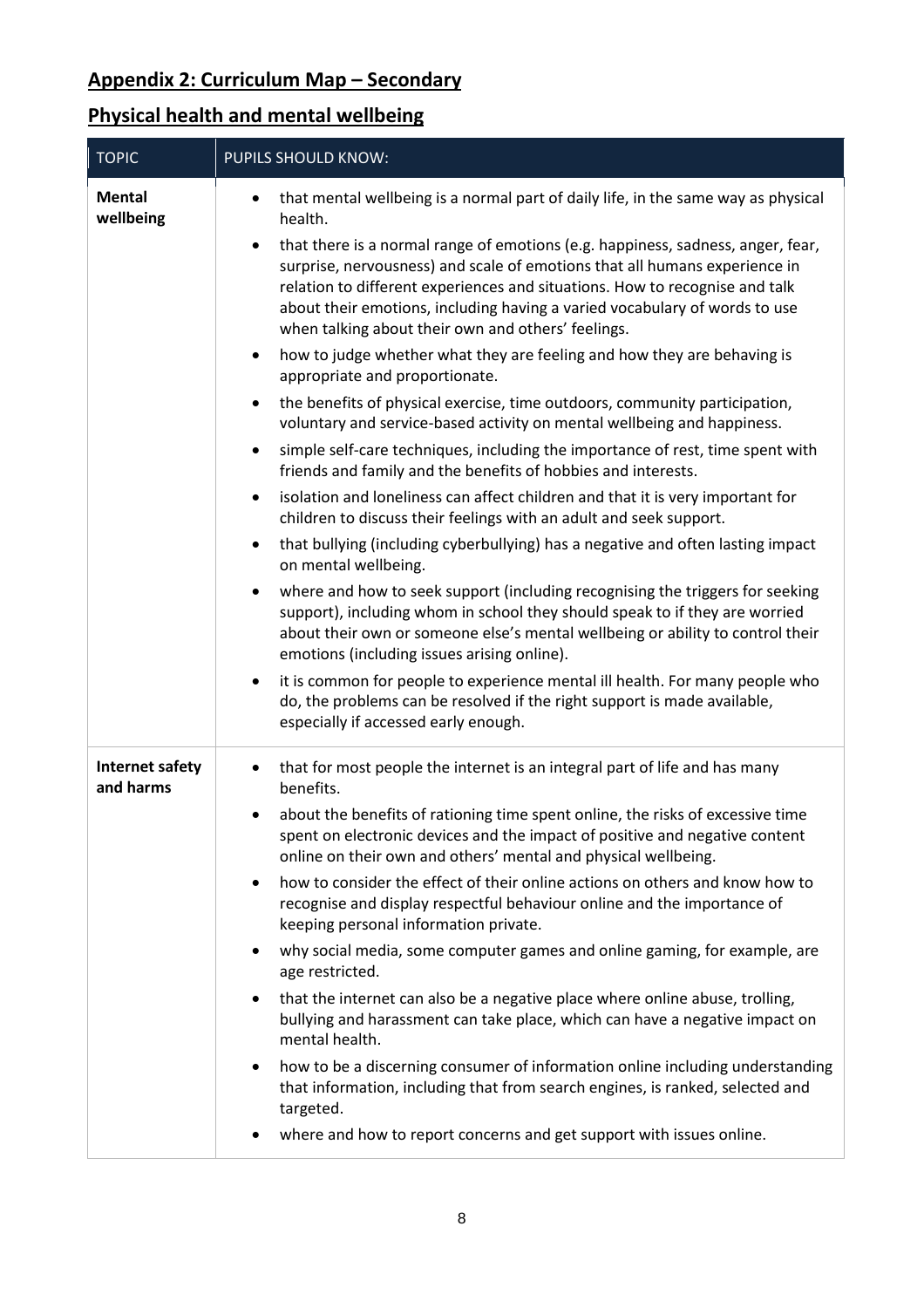## Appendix 2: Curriculum Map – Secondary

## Physical health and mental wellbeing

| TOPIC | PUPILS SHOULD KNOW: |
| --- | --- |
| **Mental wellbeing** | • that mental wellbeing is a normal part of daily life, in the same way as physical health.<br>• that there is a normal range of emotions (e.g. happiness, sadness, anger, fear, surprise, nervousness) and scale of emotions that all humans experience in relation to different experiences and situations. How to recognise and talk about their emotions, including having a varied vocabulary of words to use when talking about their own and others' feelings.<br>• how to judge whether what they are feeling and how they are behaving is appropriate and proportionate.<br>• the benefits of physical exercise, time outdoors, community participation, voluntary and service-based activity on mental wellbeing and happiness.<br>• simple self-care techniques, including the importance of rest, time spent with friends and family and the benefits of hobbies and interests.<br>• isolation and loneliness can affect children and that it is very important for children to discuss their feelings with an adult and seek support.<br>• that bullying (including cyberbullying) has a negative and often lasting impact on mental wellbeing.<br>• where and how to seek support (including recognising the triggers for seeking support), including whom in school they should speak to if they are worried about their own or someone else's mental wellbeing or ability to control their emotions (including issues arising online).<br>• it is common for people to experience mental ill health. For many people who do, the problems can be resolved if the right support is made available, especially if accessed early enough. |
| **Internet safety and harms** | • that for most people the internet is an integral part of life and has many benefits.<br>• about the benefits of rationing time spent online, the risks of excessive time spent on electronic devices and the impact of positive and negative content online on their own and others' mental and physical wellbeing.<br>• how to consider the effect of their online actions on others and know how to recognise and display respectful behaviour online and the importance of keeping personal information private.<br>• why social media, some computer games and online gaming, for example, are age restricted.<br>• that the internet can also be a negative place where online abuse, trolling, bullying and harassment can take place, which can have a negative impact on mental health.<br>• how to be a discerning consumer of information online including understanding that information, including that from search engines, is ranked, selected and targeted.<br>• where and how to report concerns and get support with issues online. |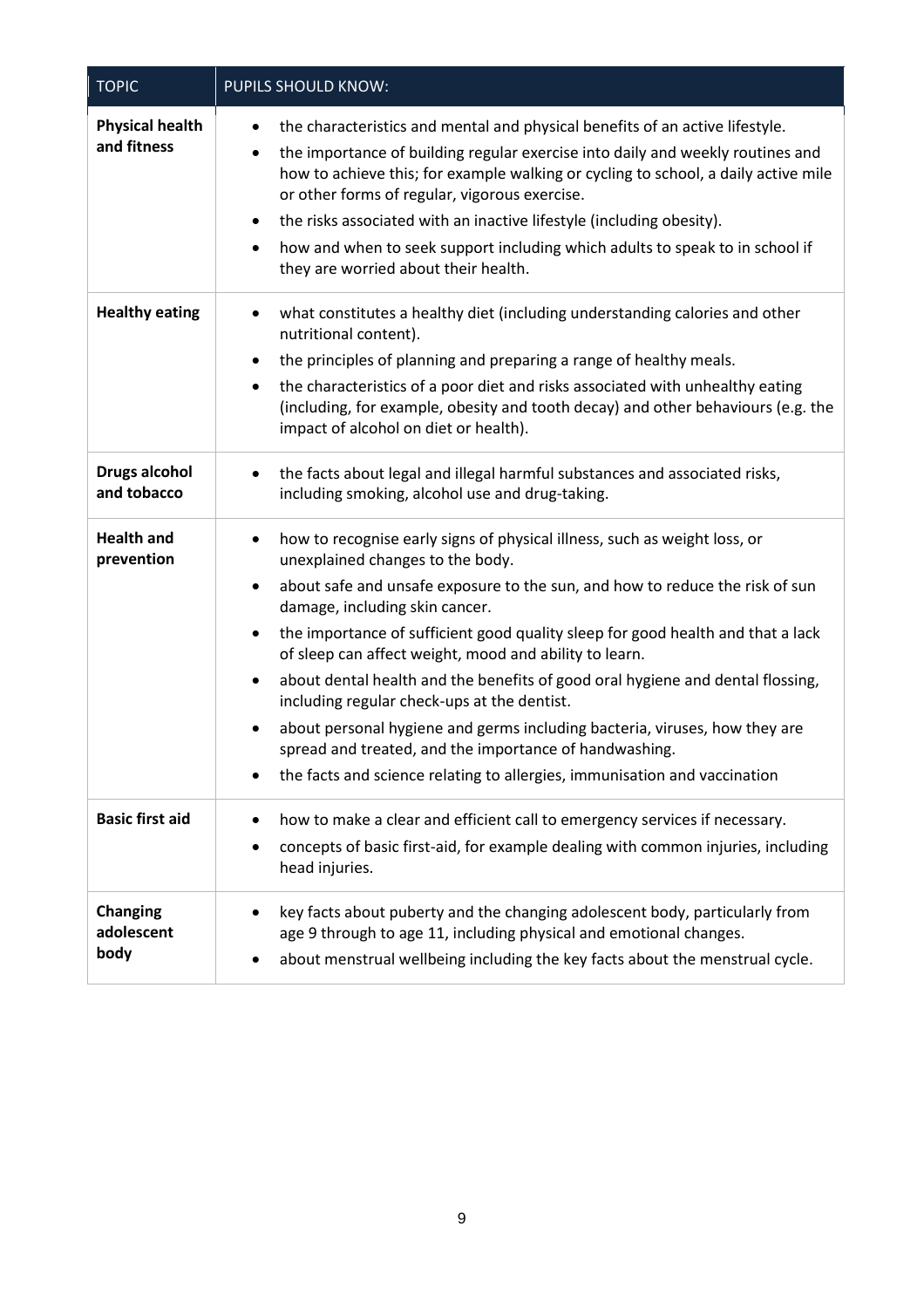| TOPIC | PUPILS SHOULD KNOW: |
|---|---|
| **Physical health and fitness** | • the characteristics and mental and physical benefits of an active lifestyle.<br>• the importance of building regular exercise into daily and weekly routines and how to achieve this; for example walking or cycling to school, a daily active mile or other forms of regular, vigorous exercise.<br>• the risks associated with an inactive lifestyle (including obesity).<br>• how and when to seek support including which adults to speak to in school if they are worried about their health. |
| **Healthy eating** | • what constitutes a healthy diet (including understanding calories and other nutritional content).<br>• the principles of planning and preparing a range of healthy meals.<br>• the characteristics of a poor diet and risks associated with unhealthy eating (including, for example, obesity and tooth decay) and other behaviours (e.g. the impact of alcohol on diet or health). |
| **Drugs alcohol and tobacco** | • the facts about legal and illegal harmful substances and associated risks, including smoking, alcohol use and drug-taking. |
| **Health and prevention** | • how to recognise early signs of physical illness, such as weight loss, or unexplained changes to the body.<br>• about safe and unsafe exposure to the sun, and how to reduce the risk of sun damage, including skin cancer.<br>• the importance of sufficient good quality sleep for good health and that a lack of sleep can affect weight, mood and ability to learn.<br>• about dental health and the benefits of good oral hygiene and dental flossing, including regular check-ups at the dentist.<br>• about personal hygiene and germs including bacteria, viruses, how they are spread and treated, and the importance of handwashing.<br>• the facts and science relating to allergies, immunisation and vaccination |
| **Basic first aid** | • how to make a clear and efficient call to emergency services if necessary.<br>• concepts of basic first-aid, for example dealing with common injuries, including head injuries. |
| **Changing adolescent body** | • key facts about puberty and the changing adolescent body, particularly from age 9 through to age 11, including physical and emotional changes.<br>• about menstrual wellbeing including the key facts about the menstrual cycle. |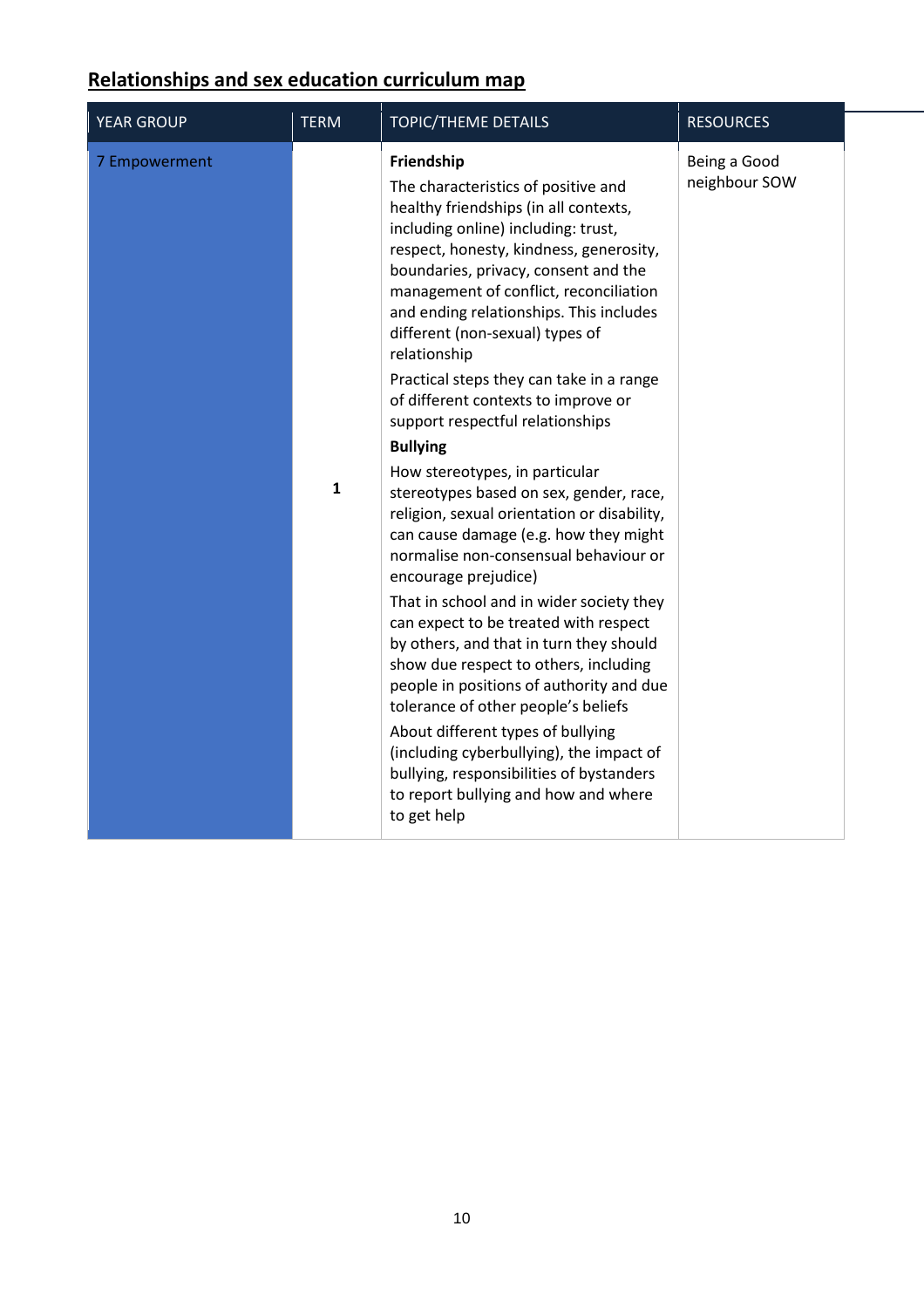## Relationships and sex education curriculum map

| YEAR GROUP | TERM | TOPIC/THEME DETAILS | RESOURCES |
|---|---|---|---|
| 7 Empowerment | 1 | **Friendship**<br>The characteristics of positive and healthy friendships (in all contexts, including online) including: trust, respect, honesty, kindness, generosity, boundaries, privacy, consent and the management of conflict, reconciliation and ending relationships. This includes different (non-sexual) types of relationship<br>Practical steps they can take in a range of different contexts to improve or support respectful relationships<br>**Bullying**<br>How stereotypes, in particular stereotypes based on sex, gender, race, religion, sexual orientation or disability, can cause damage (e.g. how they might normalise non-consensual behaviour or encourage prejudice)<br>That in school and in wider society they can expect to be treated with respect by others, and that in turn they should show due respect to others, including people in positions of authority and due tolerance of other people's beliefs<br>About different types of bullying (including cyberbullying), the impact of bullying, responsibilities of bystanders to report bullying and how and where to get help | Being a Good neighbour SOW |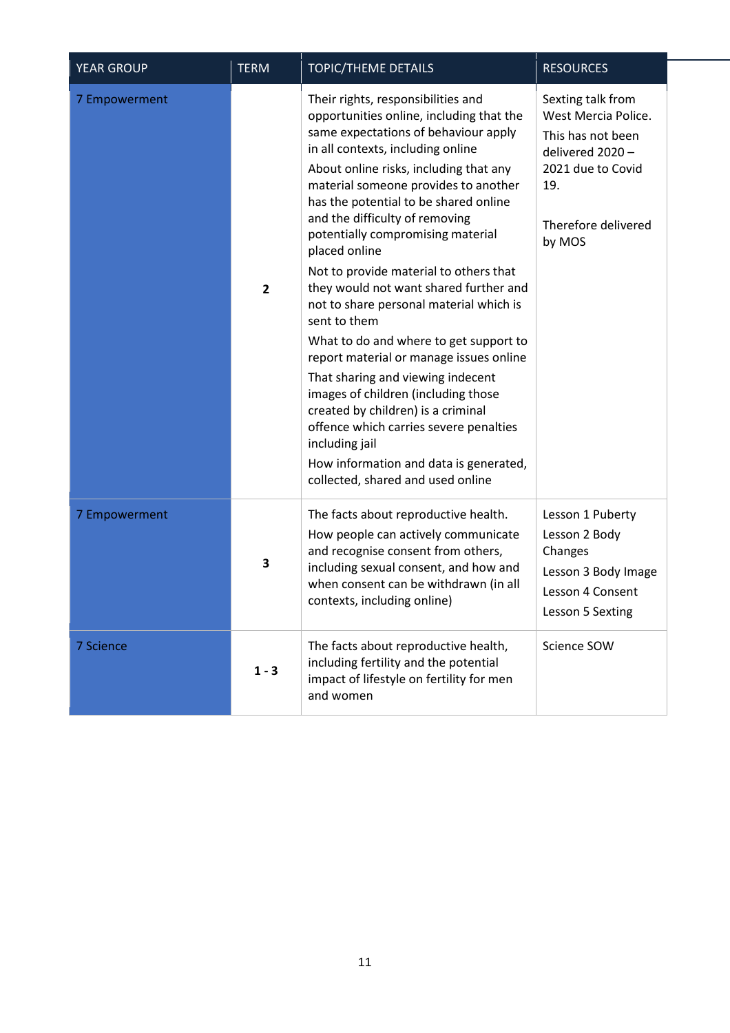| YEAR GROUP | TERM | TOPIC/THEME DETAILS | RESOURCES |
|---|---|---|---|
| 7 Empowerment | **2** | Their rights, responsibilities and opportunities online, including that the same expectations of behaviour apply in all contexts, including online<br>About online risks, including that any material someone provides to another has the potential to be shared online and the difficulty of removing potentially compromising material placed online<br>Not to provide material to others that they would not want shared further and not to share personal material which is sent to them<br>What to do and where to get support to report material or manage issues online<br>That sharing and viewing indecent images of children (including those created by children) is a criminal offence which carries severe penalties including jail<br>How information and data is generated, collected, shared and used online | Sexting talk from West Mercia Police.<br>This has not been delivered 2020 – 2021 due to Covid 19.<br><br>Therefore delivered by MOS |
| 7 Empowerment | **3** | The facts about reproductive health.<br>How people can actively communicate and recognise consent from others, including sexual consent, and how and when consent can be withdrawn (in all contexts, including online) | Lesson 1 Puberty<br>Lesson 2 Body Changes<br>Lesson 3 Body Image<br>Lesson 4 Consent<br>Lesson 5 Sexting |
| 7 Science | **1 - 3** | The facts about reproductive health, including fertility and the potential impact of lifestyle on fertility for men and women | Science SOW |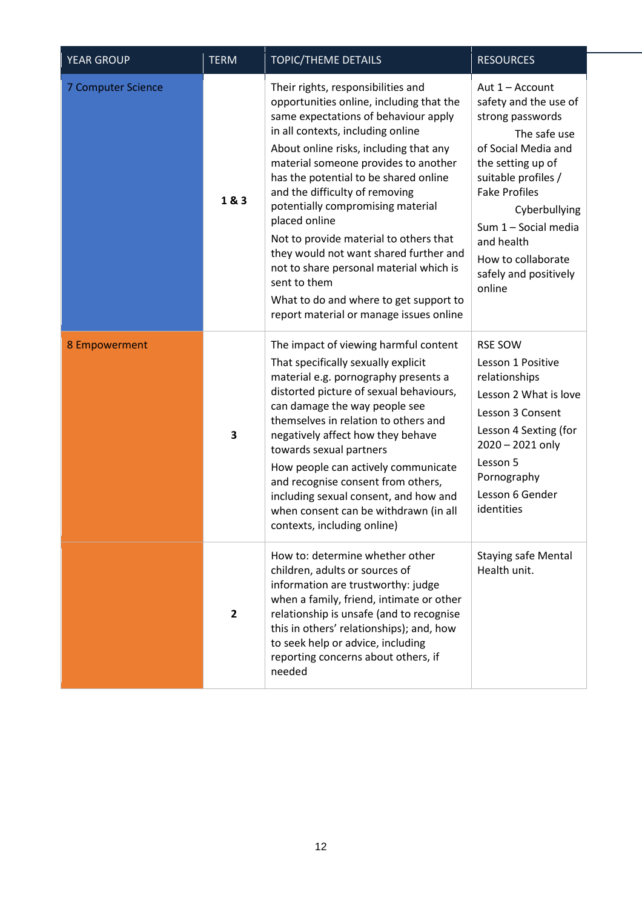| YEAR GROUP | TERM | TOPIC/THEME DETAILS | RESOURCES |
|---|---|---|---|
| 7 Computer Science | **1 & 3** | Their rights, responsibilities and opportunities online, including that the same expectations of behaviour apply in all contexts, including online<br>About online risks, including that any material someone provides to another has the potential to be shared online and the difficulty of removing potentially compromising material placed online<br>Not to provide material to others that they would not want shared further and not to share personal material which is sent to them<br>What to do and where to get support to report material or manage issues online | Aut 1 – Account safety and the use of strong passwords<br>The safe use of Social Media and the setting up of suitable profiles / Fake Profiles<br>Cyberbullying<br>Sum 1 – Social media and health<br>How to collaborate safely and positively online |
| 8 Empowerment | **3** | The impact of viewing harmful content<br>That specifically sexually explicit material e.g. pornography presents a distorted picture of sexual behaviours, can damage the way people see themselves in relation to others and negatively affect how they behave towards sexual partners<br>How people can actively communicate and recognise consent from others, including sexual consent, and how and when consent can be withdrawn (in all contexts, including online) | RSE SOW<br>Lesson 1 Positive relationships<br>Lesson 2 What is love<br>Lesson 3 Consent<br>Lesson 4 Sexting (for 2020 – 2021 only<br>Lesson 5 Pornography<br>Lesson 6 Gender identities |
| | **2** | How to: determine whether other children, adults or sources of information are trustworthy: judge when a family, friend, intimate or other relationship is unsafe (and to recognise this in others' relationships); and, how to seek help or advice, including reporting concerns about others, if needed | Staying safe Mental Health unit. |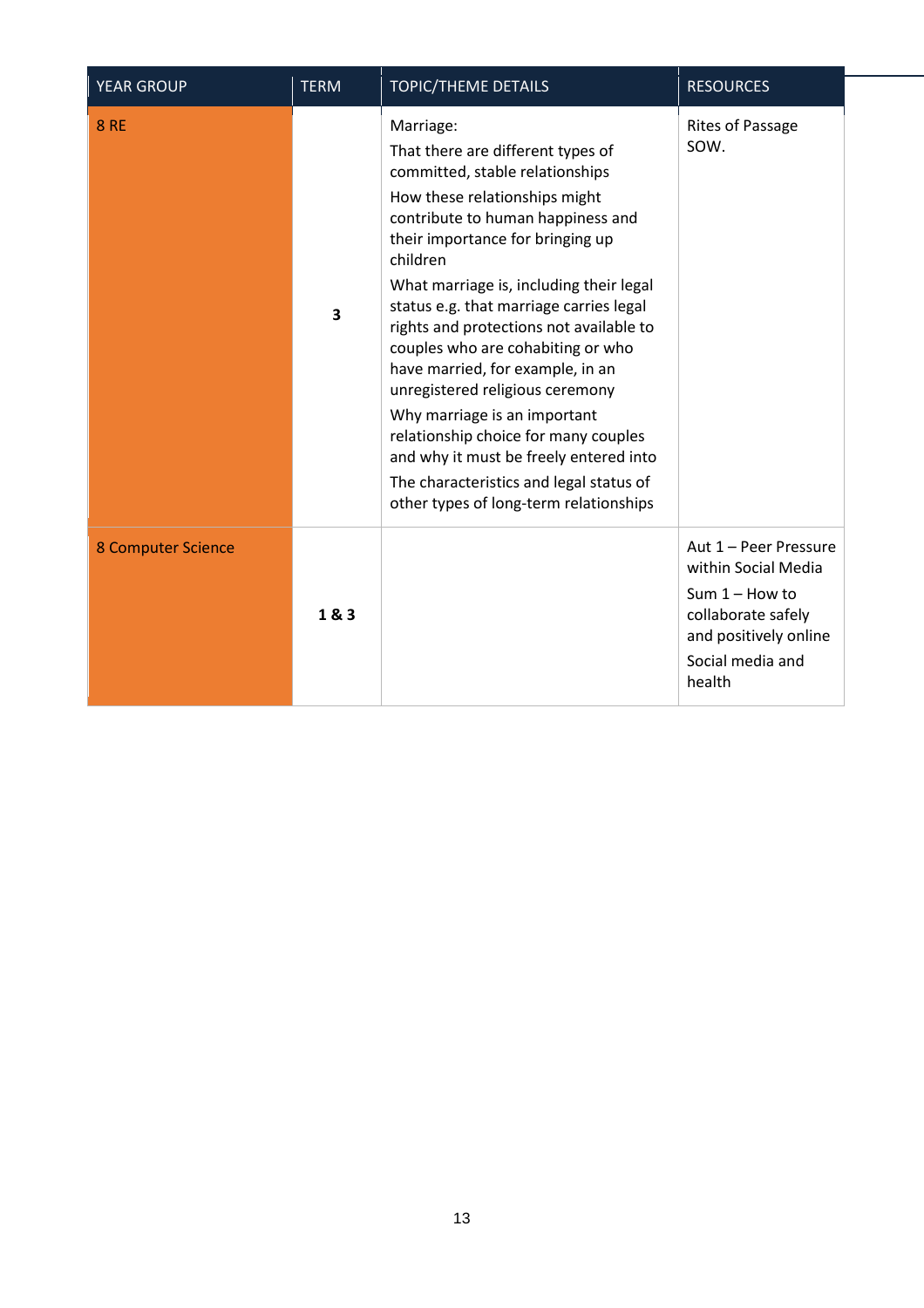| YEAR GROUP | TERM | TOPIC/THEME DETAILS | RESOURCES |
|---|---|---|---|
| 8 RE | **3** | Marriage:<br>That there are different types of committed, stable relationships<br>How these relationships might contribute to human happiness and their importance for bringing up children<br>What marriage is, including their legal status e.g. that marriage carries legal rights and protections not available to couples who are cohabiting or who have married, for example, in an unregistered religious ceremony<br>Why marriage is an important relationship choice for many couples and why it must be freely entered into<br>The characteristics and legal status of other types of long-term relationships | Rites of Passage SOW. |
| 8 Computer Science | **1 & 3** | | Aut 1 – Peer Pressure within Social Media<br>Sum 1 – How to collaborate safely and positively online<br>Social media and health |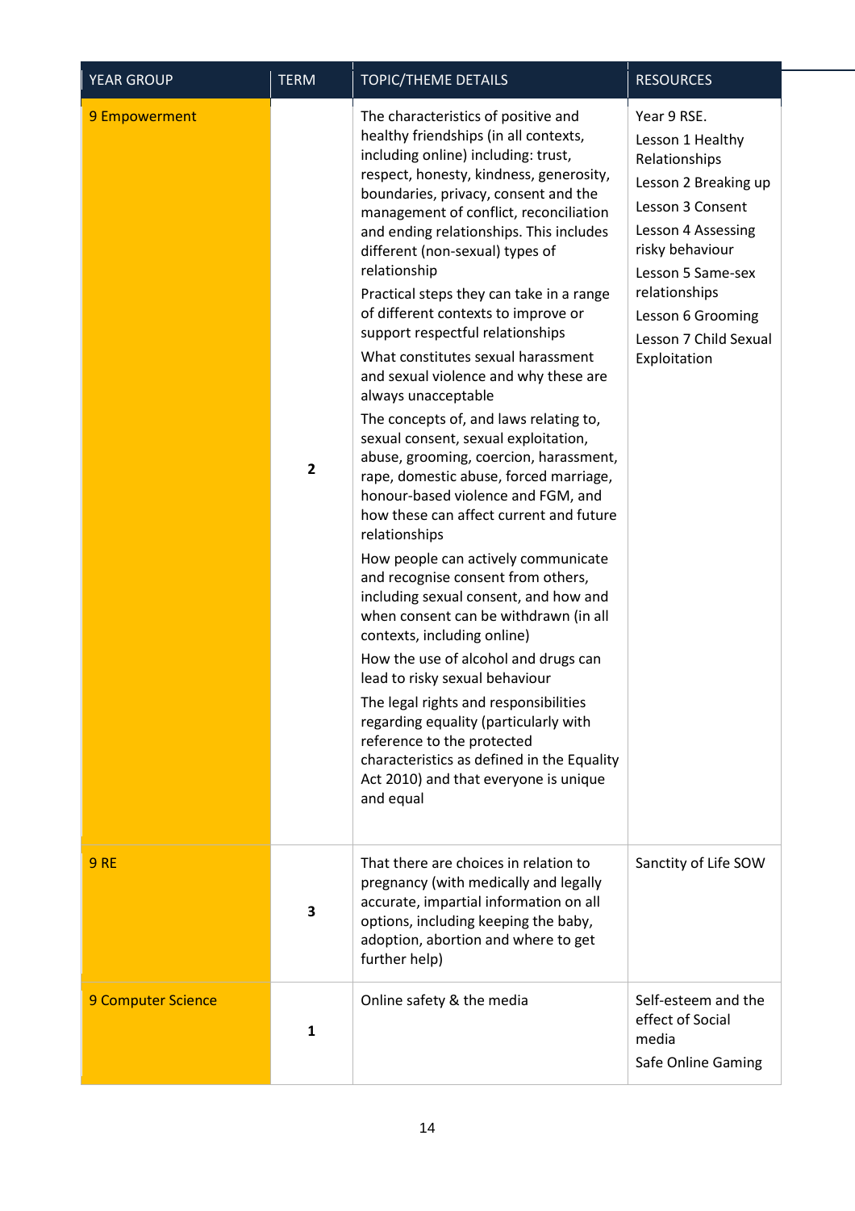| YEAR GROUP | TERM | TOPIC/THEME DETAILS | RESOURCES |
|---|---|---|---|
| 9 Empowerment | 2 | The characteristics of positive and healthy friendships (in all contexts, including online) including: trust, respect, honesty, kindness, generosity, boundaries, privacy, consent and the management of conflict, reconciliation and ending relationships. This includes different (non-sexual) types of relationship<br><br>Practical steps they can take in a range of different contexts to improve or support respectful relationships<br><br>What constitutes sexual harassment and sexual violence and why these are always unacceptable<br><br>The concepts of, and laws relating to, sexual consent, sexual exploitation, abuse, grooming, coercion, harassment, rape, domestic abuse, forced marriage, honour-based violence and FGM, and how these can affect current and future relationships<br><br>How people can actively communicate and recognise consent from others, including sexual consent, and how and when consent can be withdrawn (in all contexts, including online)<br><br>How the use of alcohol and drugs can lead to risky sexual behaviour<br><br>The legal rights and responsibilities regarding equality (particularly with reference to the protected characteristics as defined in the Equality Act 2010) and that everyone is unique and equal | Year 9 RSE.<br>Lesson 1 Healthy Relationships<br>Lesson 2 Breaking up<br>Lesson 3 Consent<br>Lesson 4 Assessing risky behaviour<br>Lesson 5 Same-sex relationships<br>Lesson 6 Grooming<br>Lesson 7 Child Sexual Exploitation |
| 9 RE | 3 | That there are choices in relation to pregnancy (with medically and legally accurate, impartial information on all options, including keeping the baby, adoption, abortion and where to get further help) | Sanctity of Life SOW |
| 9 Computer Science | 1 | Online safety & the media | Self-esteem and the effect of Social media<br>Safe Online Gaming |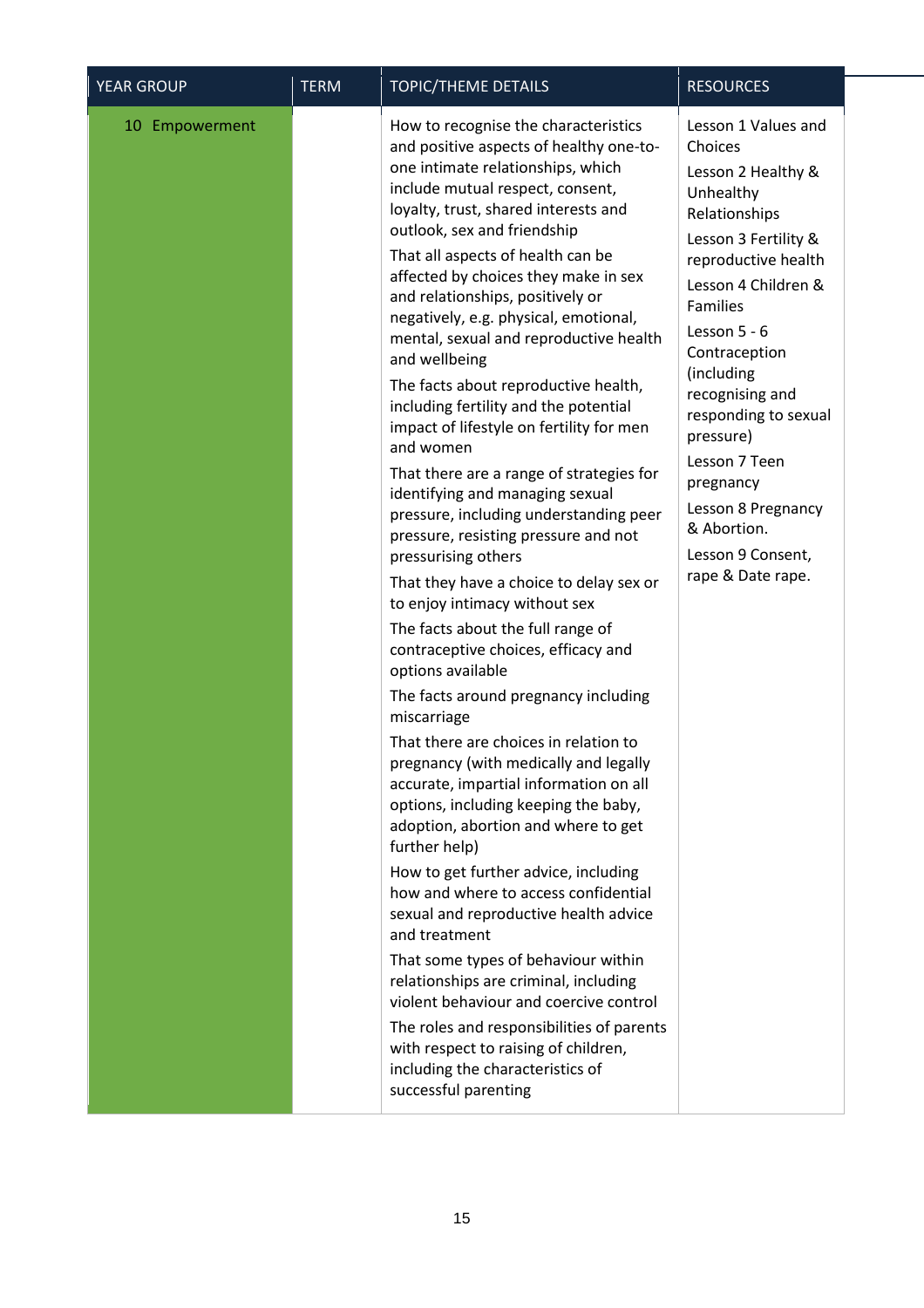| YEAR GROUP | TERM | TOPIC/THEME DETAILS | RESOURCES |
|---|---|---|---|
| 10 Empowerment | | How to recognise the characteristics and positive aspects of healthy one-to-one intimate relationships, which include mutual respect, consent, loyalty, trust, shared interests and outlook, sex and friendship<br>That all aspects of health can be affected by choices they make in sex and relationships, positively or negatively, e.g. physical, emotional, mental, sexual and reproductive health and wellbeing<br>The facts about reproductive health, including fertility and the potential impact of lifestyle on fertility for men and women<br>That there are a range of strategies for identifying and managing sexual pressure, including understanding peer pressure, resisting pressure and not pressurising others<br>That they have a choice to delay sex or to enjoy intimacy without sex<br>The facts about the full range of contraceptive choices, efficacy and options available<br>The facts around pregnancy including miscarriage<br>That there are choices in relation to pregnancy (with medically and legally accurate, impartial information on all options, including keeping the baby, adoption, abortion and where to get further help)<br>How to get further advice, including how and where to access confidential sexual and reproductive health advice and treatment<br>That some types of behaviour within relationships are criminal, including violent behaviour and coercive control<br>The roles and responsibilities of parents with respect to raising of children, including the characteristics of successful parenting | Lesson 1 Values and Choices<br>Lesson 2 Healthy & Unhealthy Relationships<br>Lesson 3 Fertility & reproductive health<br>Lesson 4 Children & Families<br>Lesson 5 - 6 Contraception (including recognising and responding to sexual pressure)<br>Lesson 7 Teen pregnancy<br>Lesson 8 Pregnancy & Abortion.<br>Lesson 9 Consent, rape & Date rape. |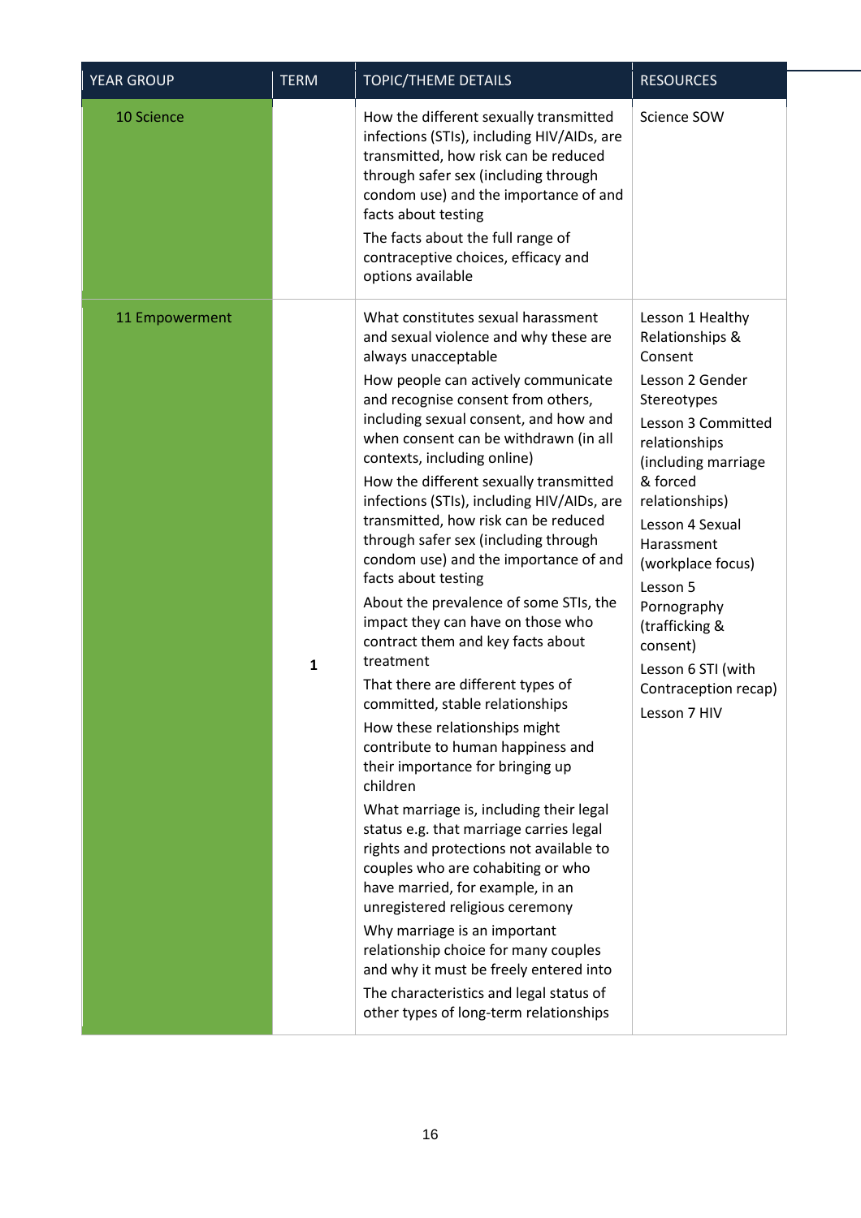| YEAR GROUP | TERM | TOPIC/THEME DETAILS | RESOURCES |
|---|---|---|---|
| 10 Science | | How the different sexually transmitted infections (STIs), including HIV/AIDs, are transmitted, how risk can be reduced through safer sex (including through condom use) and the importance of and facts about testing<br>The facts about the full range of contraceptive choices, efficacy and options available | Science SOW |
| 11 Empowerment | 1 | What constitutes sexual harassment and sexual violence and why these are always unacceptable<br>How people can actively communicate and recognise consent from others, including sexual consent, and how and when consent can be withdrawn (in all contexts, including online)<br>How the different sexually transmitted infections (STIs), including HIV/AIDs, are transmitted, how risk can be reduced through safer sex (including through condom use) and the importance of and facts about testing<br>About the prevalence of some STIs, the impact they can have on those who contract them and key facts about treatment<br>That there are different types of committed, stable relationships<br>How these relationships might contribute to human happiness and their importance for bringing up children<br>What marriage is, including their legal status e.g. that marriage carries legal rights and protections not available to couples who are cohabiting or who have married, for example, in an unregistered religious ceremony<br>Why marriage is an important relationship choice for many couples and why it must be freely entered into<br>The characteristics and legal status of other types of long-term relationships | Lesson 1 Healthy Relationships & Consent<br>Lesson 2 Gender Stereotypes<br>Lesson 3 Committed relationships (including marriage & forced relationships)<br>Lesson 4 Sexual Harassment (workplace focus)<br>Lesson 5 Pornography (trafficking & consent)<br>Lesson 6 STI (with Contraception recap)<br>Lesson 7 HIV |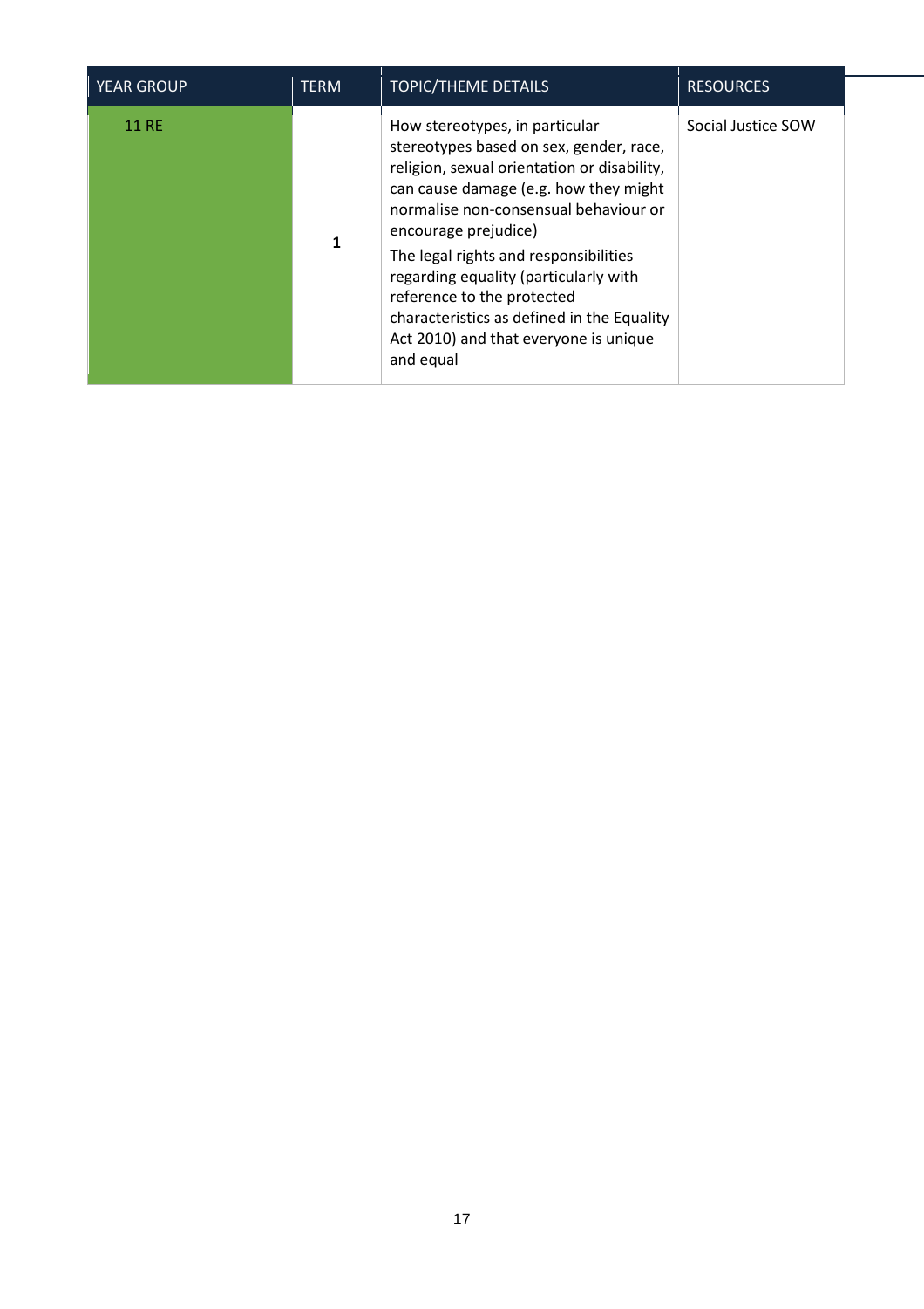| YEAR GROUP | TERM | TOPIC/THEME DETAILS | RESOURCES |
| --- | --- | --- | --- |
| 11 RE | **1** | How stereotypes, in particular stereotypes based on sex, gender, race, religion, sexual orientation or disability, can cause damage (e.g. how they might normalise non-consensual behaviour or encourage prejudice)<br><br>The legal rights and responsibilities regarding equality (particularly with reference to the protected characteristics as defined in the Equality Act 2010) and that everyone is unique and equal | Social Justice SOW |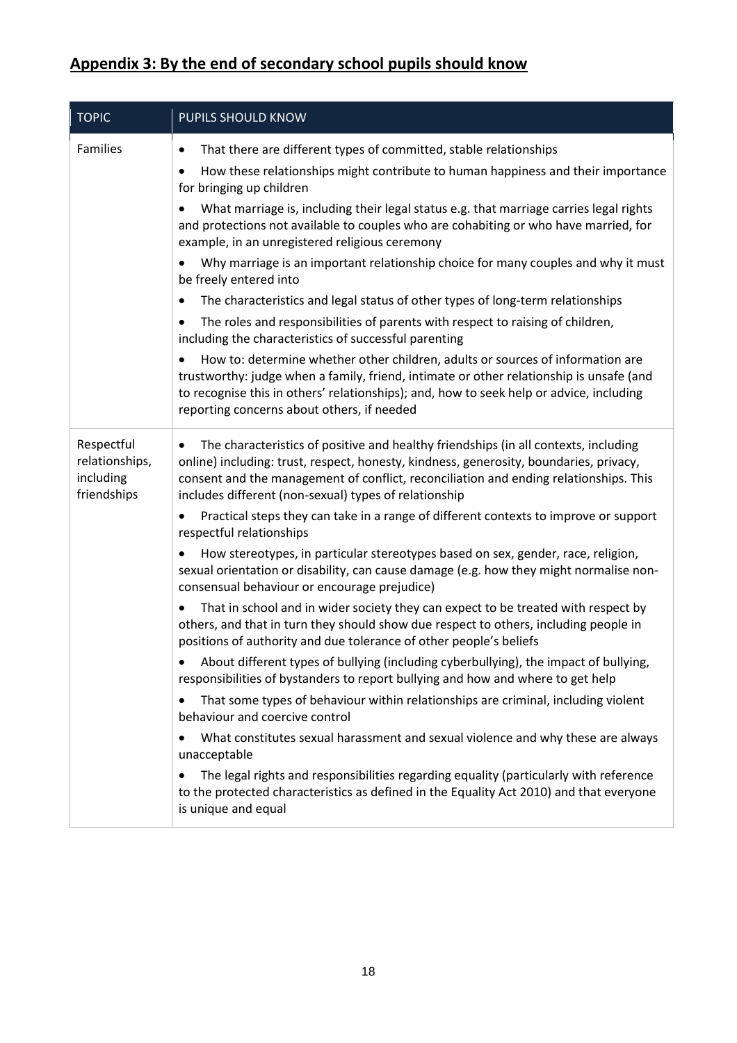## Appendix 3: By the end of secondary school pupils should know

| TOPIC | PUPILS SHOULD KNOW |
| --- | --- |
| Families | • That there are different types of committed, stable relationships<br>• How these relationships might contribute to human happiness and their importance for bringing up children<br>• What marriage is, including their legal status e.g. that marriage carries legal rights and protections not available to couples who are cohabiting or who have married, for example, in an unregistered religious ceremony<br>• Why marriage is an important relationship choice for many couples and why it must be freely entered into<br>• The characteristics and legal status of other types of long-term relationships<br>• The roles and responsibilities of parents with respect to raising of children, including the characteristics of successful parenting<br>• How to: determine whether other children, adults or sources of information are trustworthy: judge when a family, friend, intimate or other relationship is unsafe (and to recognise this in others' relationships); and, how to seek help or advice, including reporting concerns about others, if needed |
| Respectful relationships, including friendships | • The characteristics of positive and healthy friendships (in all contexts, including online) including: trust, respect, honesty, kindness, generosity, boundaries, privacy, consent and the management of conflict, reconciliation and ending relationships. This includes different (non-sexual) types of relationship<br>• Practical steps they can take in a range of different contexts to improve or support respectful relationships<br>• How stereotypes, in particular stereotypes based on sex, gender, race, religion, sexual orientation or disability, can cause damage (e.g. how they might normalise non-consensual behaviour or encourage prejudice)<br>• That in school and in wider society they can expect to be treated with respect by others, and that in turn they should show due respect to others, including people in positions of authority and due tolerance of other people's beliefs<br>• About different types of bullying (including cyberbullying), the impact of bullying, responsibilities of bystanders to report bullying and how and where to get help<br>• That some types of behaviour within relationships are criminal, including violent behaviour and coercive control<br>• What constitutes sexual harassment and sexual violence and why these are always unacceptable<br>• The legal rights and responsibilities regarding equality (particularly with reference to the protected characteristics as defined in the Equality Act 2010) and that everyone is unique and equal |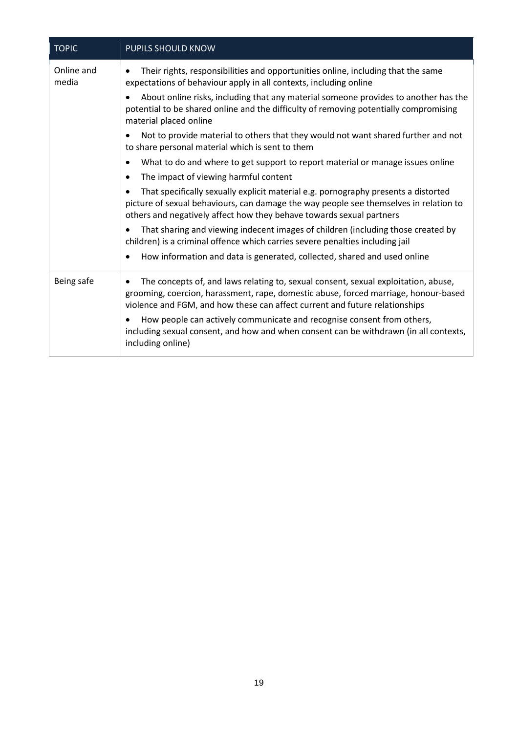| TOPIC | PUPILS SHOULD KNOW |
| --- | --- |
| Online and media | • Their rights, responsibilities and opportunities online, including that the same expectations of behaviour apply in all contexts, including online<br>• About online risks, including that any material someone provides to another has the potential to be shared online and the difficulty of removing potentially compromising material placed online<br>• Not to provide material to others that they would not want shared further and not to share personal material which is sent to them<br>• What to do and where to get support to report material or manage issues online<br>• The impact of viewing harmful content<br>• That specifically sexually explicit material e.g. pornography presents a distorted picture of sexual behaviours, can damage the way people see themselves in relation to others and negatively affect how they behave towards sexual partners<br>• That sharing and viewing indecent images of children (including those created by children) is a criminal offence which carries severe penalties including jail<br>• How information and data is generated, collected, shared and used online |
| Being safe | • The concepts of, and laws relating to, sexual consent, sexual exploitation, abuse, grooming, coercion, harassment, rape, domestic abuse, forced marriage, honour-based violence and FGM, and how these can affect current and future relationships<br>• How people can actively communicate and recognise consent from others, including sexual consent, and how and when consent can be withdrawn (in all contexts, including online) |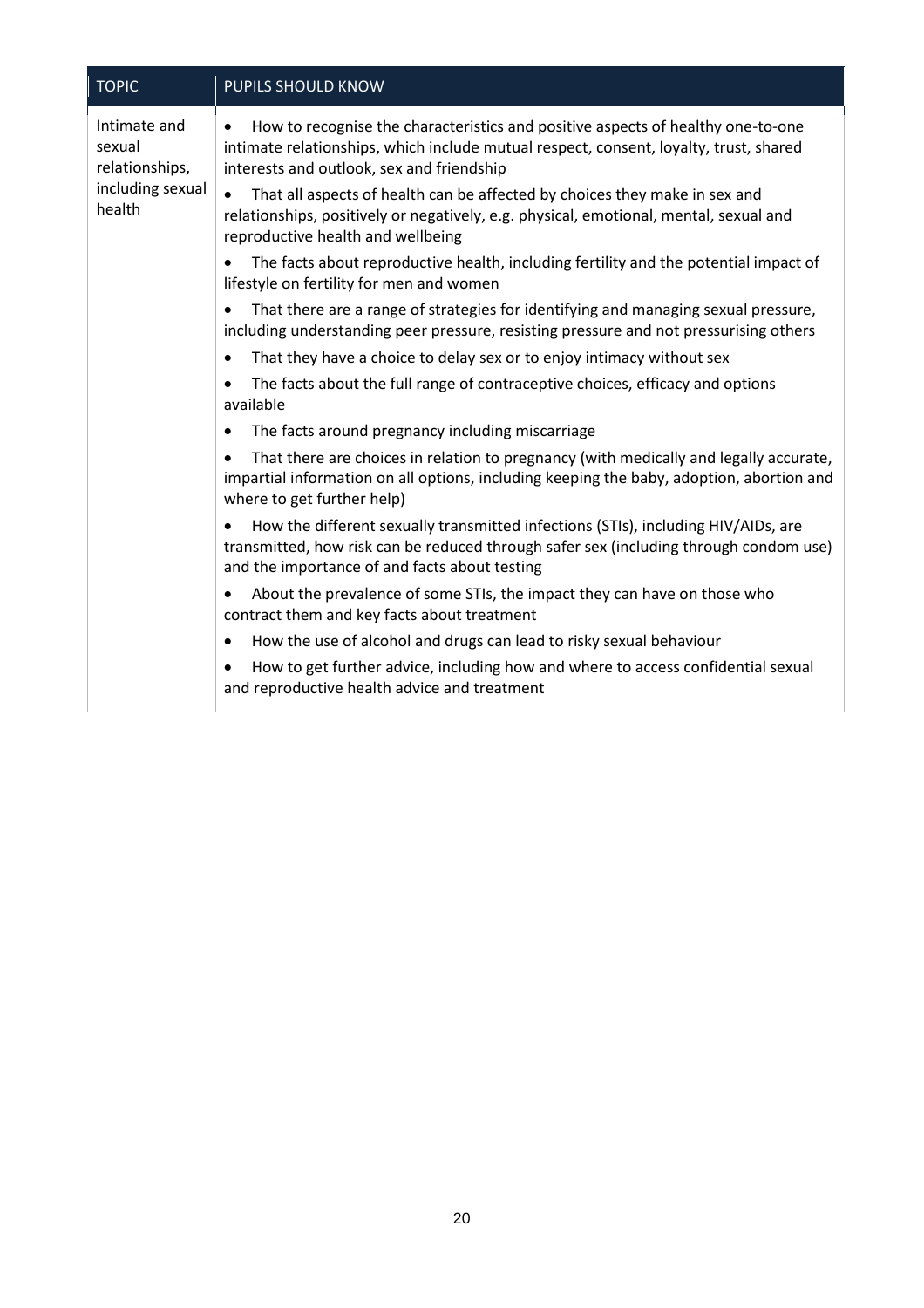| TOPIC | PUPILS SHOULD KNOW |
|---|---|
| Intimate and sexual relationships, including sexual health | • How to recognise the characteristics and positive aspects of healthy one-to-one intimate relationships, which include mutual respect, consent, loyalty, trust, shared interests and outlook, sex and friendship<br>• That all aspects of health can be affected by choices they make in sex and relationships, positively or negatively, e.g. physical, emotional, mental, sexual and reproductive health and wellbeing<br>• The facts about reproductive health, including fertility and the potential impact of lifestyle on fertility for men and women<br>• That there are a range of strategies for identifying and managing sexual pressure, including understanding peer pressure, resisting pressure and not pressurising others<br>• That they have a choice to delay sex or to enjoy intimacy without sex<br>• The facts about the full range of contraceptive choices, efficacy and options available<br>• The facts around pregnancy including miscarriage<br>• That there are choices in relation to pregnancy (with medically and legally accurate, impartial information on all options, including keeping the baby, adoption, abortion and where to get further help)<br>• How the different sexually transmitted infections (STIs), including HIV/AIDs, are transmitted, how risk can be reduced through safer sex (including through condom use) and the importance of and facts about testing<br>• About the prevalence of some STIs, the impact they can have on those who contract them and key facts about treatment<br>• How the use of alcohol and drugs can lead to risky sexual behaviour<br>• How to get further advice, including how and where to access confidential sexual and reproductive health advice and treatment |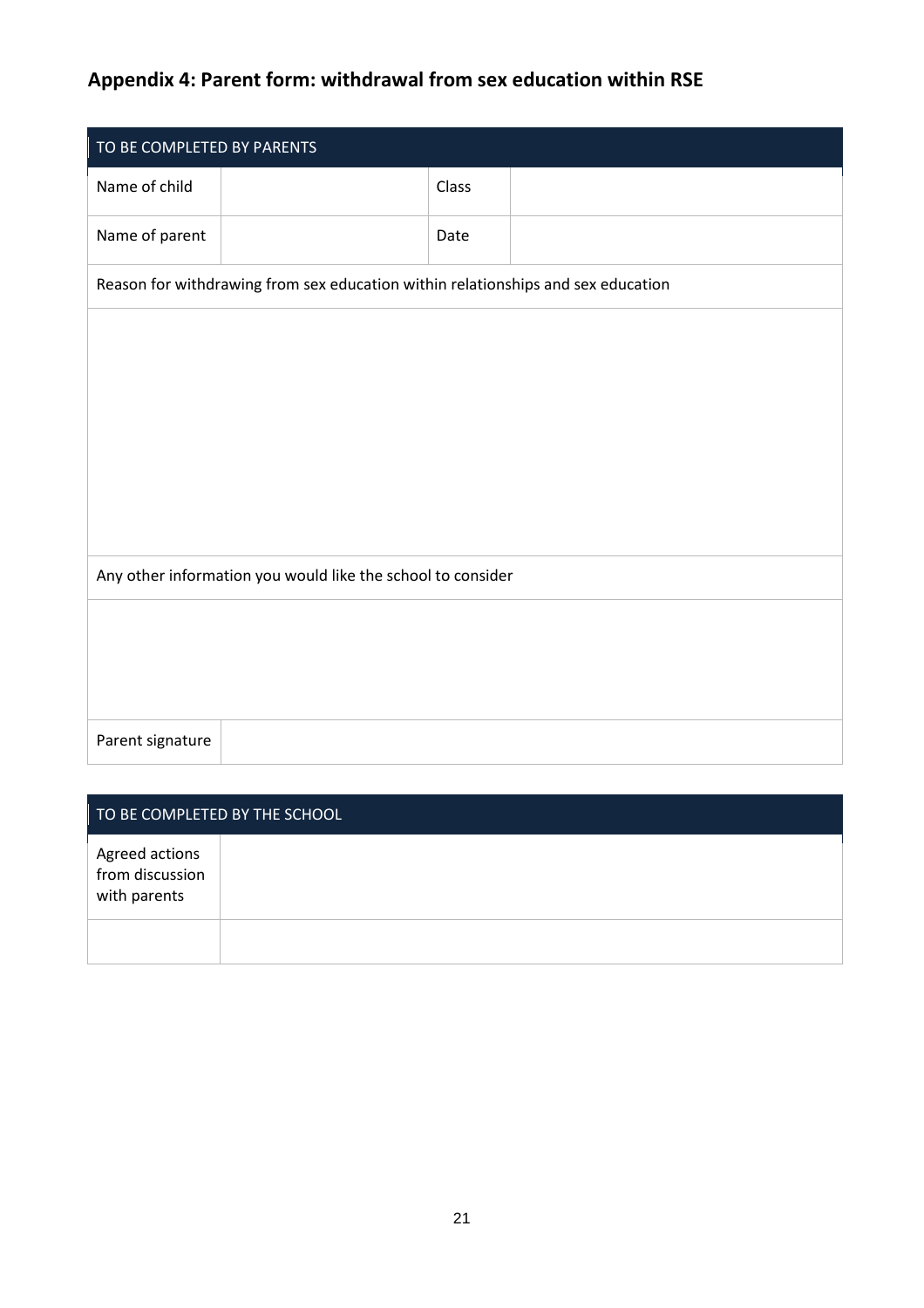## Appendix 4: Parent form: withdrawal from sex education within RSE

| TO BE COMPLETED BY PARENTS | | | |
|---|---|---|---|
| Name of child | | Class | |
| Name of parent | | Date | |
| Reason for withdrawing from sex education within relationships and sex education | | | |
| | | | |
| Any other information you would like the school to consider | | | |
| | | | |
| Parent signature | | | |

| TO BE COMPLETED BY THE SCHOOL | |
|---|---|
| Agreed actions from discussion with parents | |
| | |